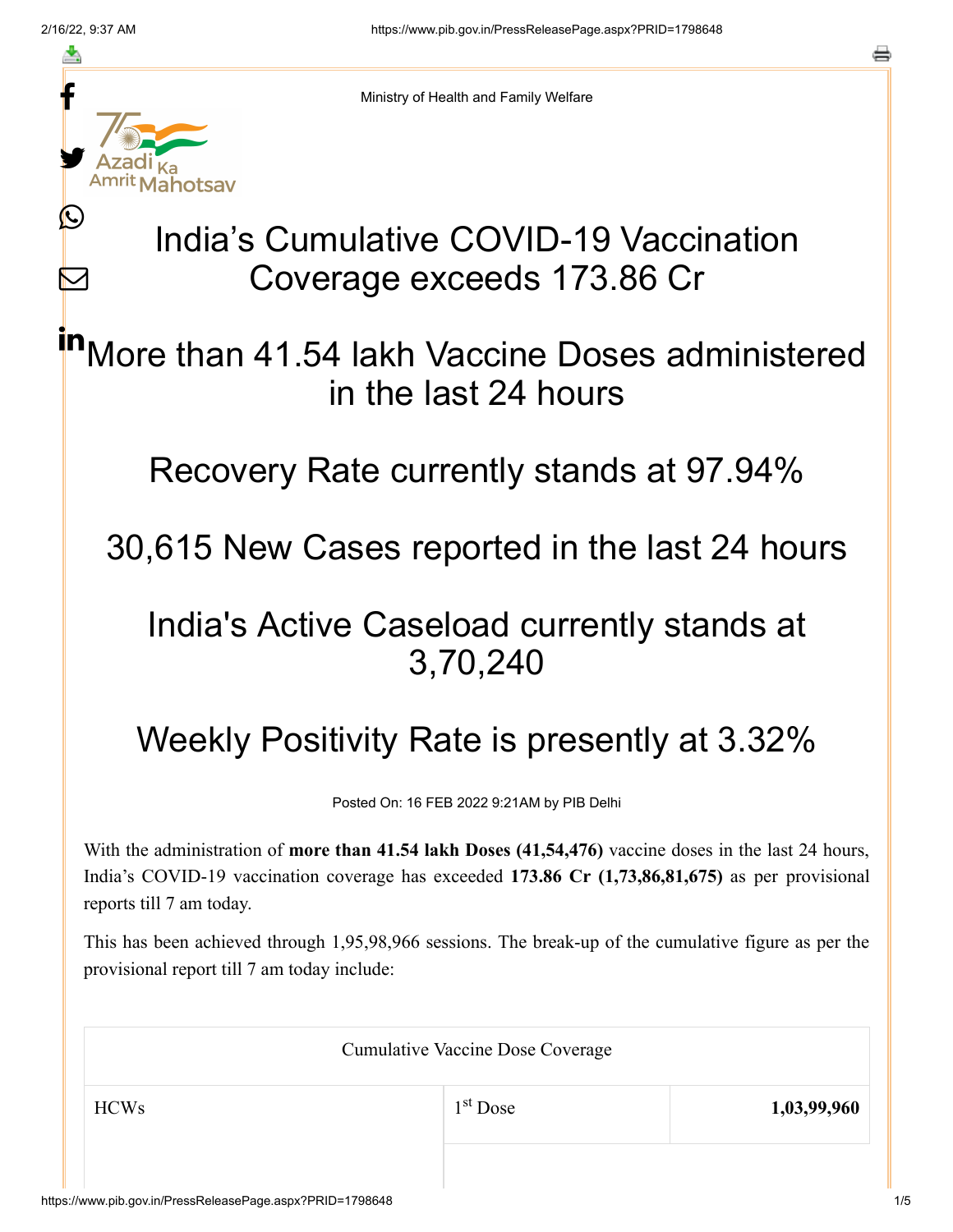Ministry of Health and Family Welfare

# India's Cumulative COVID-19 Vaccination Coverage exceeds 173.86 Cr

## More than 41.54 lakh Vaccine Doses administered in the last 24 hours

## Recovery Rate currently stands at 97.94%

## 30,615 New Cases reported in the last 24 hours

## India's Active Caseload currently stands at 3,70,240

## Weekly Positivity Rate is presently at 3.32%

Posted On: 16 FEB 2022 9:21AM by PIB Delhi

With the administration of **more than 41.54 lakh Doses (41,54,476)** vaccine doses in the last 24 hours, India's COVID-19 vaccination coverage has exceeded **173.86 Cr (1,73,86,81,675)** as per provisional reports till 7 am today.

This has been achieved through 1,95,98,966 sessions. The break-up of the cumulative figure as per the provisional report till 7 am today include:

| Cumulative Vaccine Dose Coverage | | |
|---|---|---|
| HCWs | 1st Dose | **1,03,99,960** |
| | | |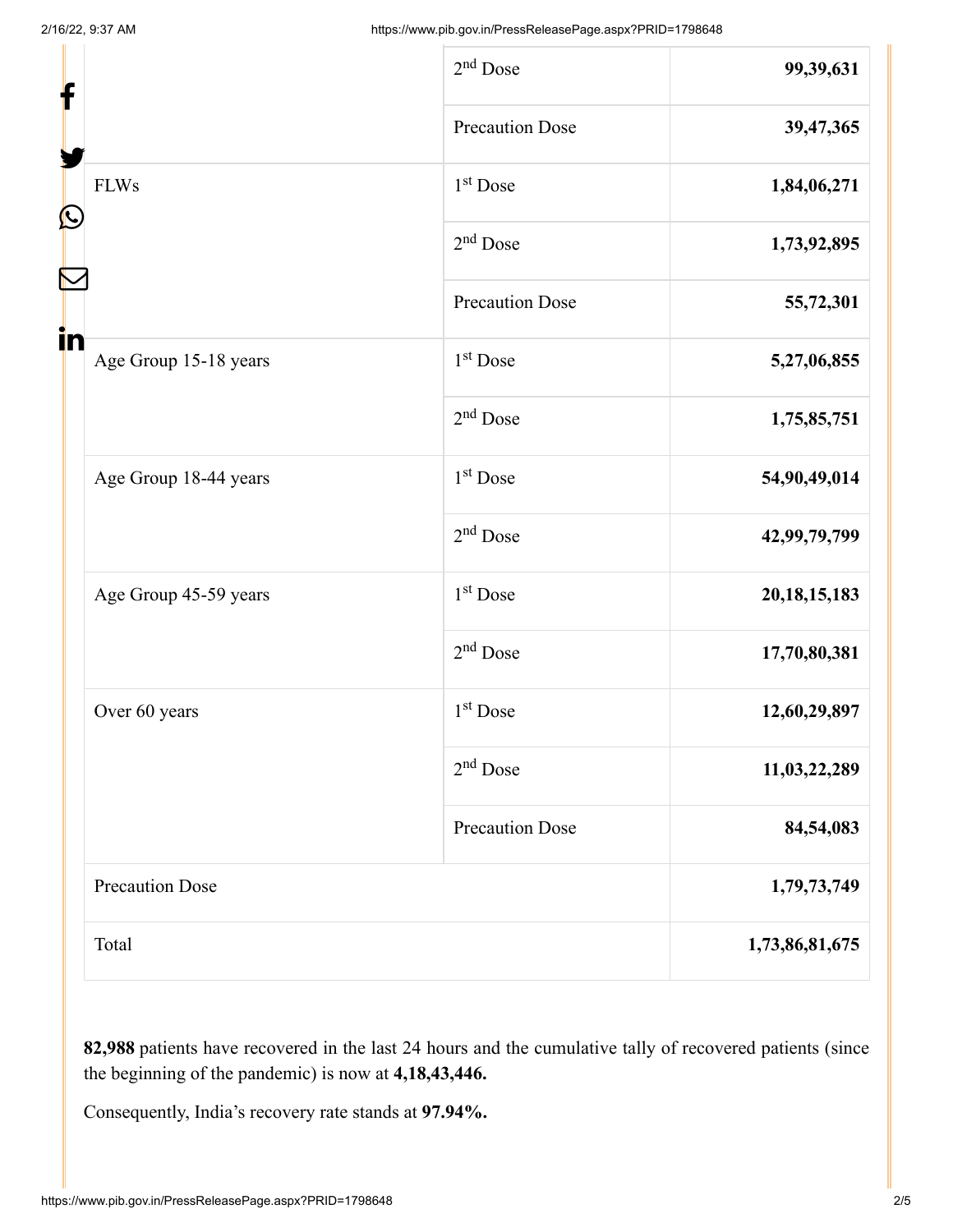| | | |
|---|---|---|
| | $2^{nd}$ Dose | **99,39,631** |
| | Precaution Dose | **39,47,365** |
| FLWs | $1^{st}$ Dose | **1,84,06,271** |
| | $2^{nd}$ Dose | **1,73,92,895** |
| | Precaution Dose | **55,72,301** |
| Age Group 15-18 years | $1^{st}$ Dose | **5,27,06,855** |
| | $2^{nd}$ Dose | **1,75,85,751** |
| Age Group 18-44 years | $1^{st}$ Dose | **54,90,49,014** |
| | $2^{nd}$ Dose | **42,99,79,799** |
| Age Group 45-59 years | $1^{st}$ Dose | **20,18,15,183** |
| | $2^{nd}$ Dose | **17,70,80,381** |
| Over 60 years | $1^{st}$ Dose | **12,60,29,897** |
| | $2^{nd}$ Dose | **11,03,22,289** |
| | Precaution Dose | **84,54,083** |
| Precaution Dose | | **1,79,73,749** |
| Total | | **1,73,86,81,675** |

**82,988** patients have recovered in the last 24 hours and the cumulative tally of recovered patients (since the beginning of the pandemic) is now at **4,18,43,446.**

Consequently, India's recovery rate stands at **97.94%.**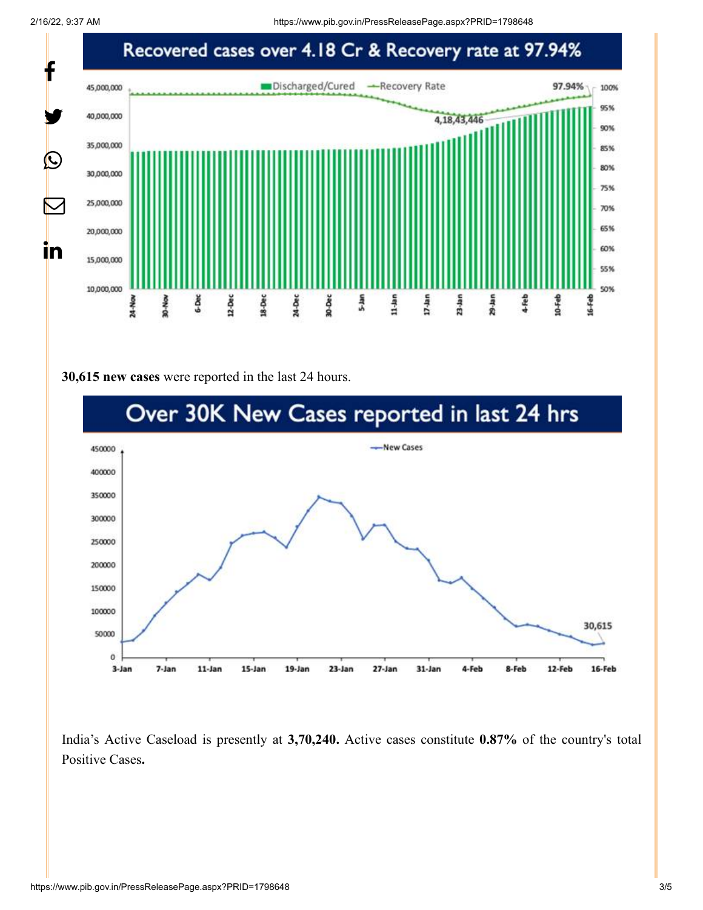Recovered cases over 4.18 Cr & Recovery rate at 97.94%

**30,615 new cases** were reported in the last 24 hours.

Over 30K New Cases reported in last 24 hrs

India's Active Caseload is presently at **3,70,240.** Active cases constitute **0.87%** of the country's total Positive Cases**.**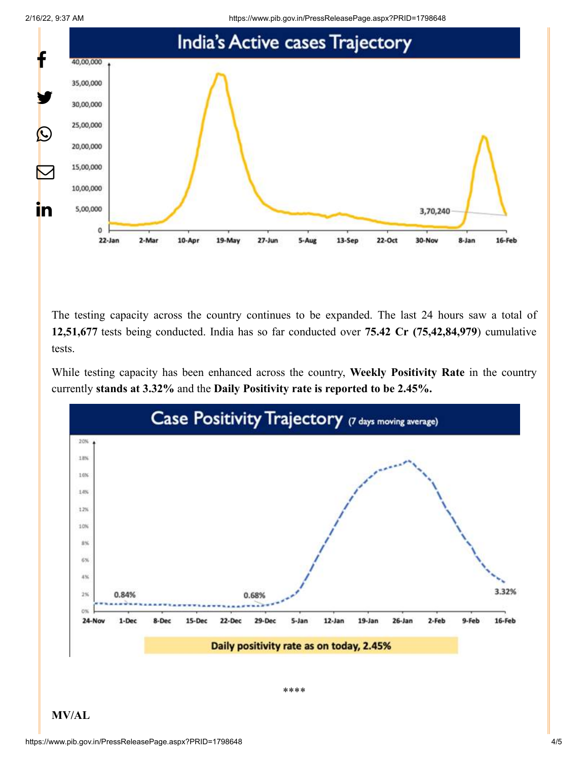India's Active cases Trajectory

The testing capacity across the country continues to be expanded. The last 24 hours saw a total of **12,51,677** tests being conducted. India has so far conducted over **75.42 Cr (75,42,84,979**) cumulative tests.

While testing capacity has been enhanced across the country, **Weekly Positivity Rate** in the country currently **stands at 3.32%** and the **Daily Positivity rate is reported to be 2.45%.**

Case Positivity Trajectory (7 days moving average)

Daily positivity rate as on today, 2.45%

****

**MV/AL**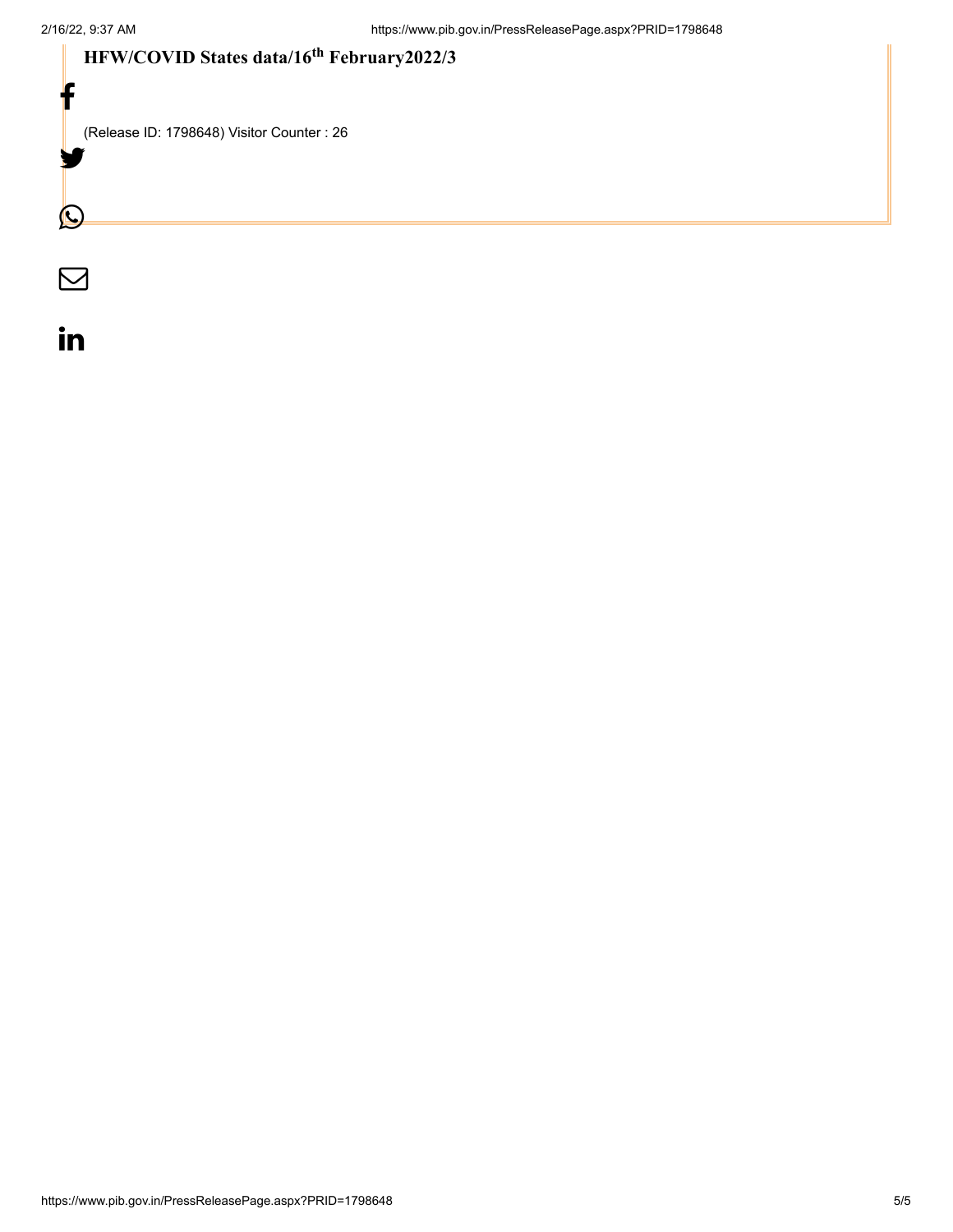**HFW/COVID States data/16th February2022/3**

(Release ID: 1798648) Visitor Counter : 26